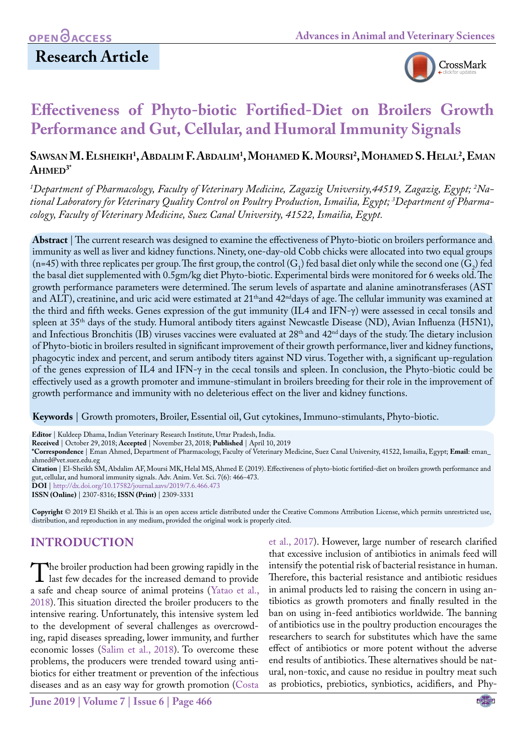Research Article

# Effectiveness of Phyto-biotic Fortified-Diet on Broilers Growth Performance and Gut, Cellular, and Humoral Immunity Signals

**Sawsan M. Elsheikh[1], Abdalim F. Abdalim[1], Mohamed K. Moursi[2], Mohamed S. Helal[2], Eman Ahmed[3*]**

*[1]Department of Pharmacology, Faculty of Veterinary Medicine, Zagazig University,44519, Zagazig, Egypt; [2]National Laboratory for Veterinary Quality Control on Poultry Production, Ismailia, Egypt; [3]Department of Pharmacology, Faculty of Veterinary Medicine, Suez Canal University, 41522, Ismailia, Egypt.*

**Abstract** | The current research was designed to examine the effectiveness of Phyto-biotic on broilers performance and immunity as well as liver and kidney functions. Ninety, one-day-old Cobb chicks were allocated into two equal groups (n=45) with three replicates per group. The first group, the control ($G_1$) fed basal diet only while the second one ($G_2$) fed the basal diet supplemented with 0.5gm/kg diet Phyto-biotic. Experimental birds were monitored for 6 weeks old. The growth performance parameters were determined. The serum levels of aspartate and alanine aminotransferases (AST and ALT), creatinine, and uric acid were estimated at 21$^{th}$and 42$^{nd}$days of age. The cellular immunity was examined at the third and fifth weeks. Genes expression of the gut immunity (IL4 and IFN-γ) were assessed in cecal tonsils and spleen at 35$^{th}$ days of the study. Humoral antibody titers against Newcastle Disease (ND), Avian Influenza (H5N1), and Infectious Bronchitis (IB) viruses vaccines were evaluated at 28$^{th}$ and 42$^{nd}$ days of the study. The dietary inclusion of Phyto-biotic in broilers resulted in significant improvement of their growth performance, liver and kidney functions, phagocytic index and percent, and serum antibody titers against ND virus. Together with, a significant up-regulation of the genes expression of IL4 and IFN-γ in the cecal tonsils and spleen. In conclusion, the Phyto-biotic could be effectively used as a growth promoter and immune-stimulant in broilers breeding for their role in the improvement of growth performance and immunity with no deleterious effect on the liver and kidney functions.

**Keywords** | Growth promoters, Broiler, Essential oil, Gut cytokines, Immuno-stimulants, Phyto-biotic.

**Editor** | Kuldeep Dhama, Indian Veterinary Research Institute, Uttar Pradesh, India.
**Received** | October 29, 2018; **Accepted** | November 23, 2018; **Published** | April 10, 2019
**\*Correspondence** | Eman Ahmed, Department of Pharmacology, Faculty of Veterinary Medicine, Suez Canal University, 41522, Ismailia, Egypt; **Email**: eman_ahmed@vet.suez.edu.eg
**Citation** | El-Sheikh SM, Abdalim AF, Moursi MK, Helal MS, Ahmed E (2019). Effectiveness of phyto-biotic fortified-diet on broilers growth performance and gut, cellular, and humoral immunity signals. Adv. Anim. Vet. Sci. 7(6): 466-473.
**DOI** | http://dx.doi.org/10.17582/journal.aavs/2019/7.6.466.473
**ISSN (Online)** | 2307-8316; **ISSN (Print)** | 2309-3331

**Copyright** © 2019 El Sheikh et al. This is an open access article distributed under the Creative Commons Attribution License, which permits unrestricted use, distribution, and reproduction in any medium, provided the original work is properly cited.

## INTRODUCTION

The broiler production had been growing rapidly in the last few decades for the increased demand to provide a safe and cheap source of animal proteins (Yatao et al., 2018). This situation directed the broiler producers to the intensive rearing. Unfortunately, this intensive system led to the development of several challenges as overcrowding, rapid diseases spreading, lower immunity, and further economic losses (Salim et al., 2018). To overcome these problems, the producers were trended toward using antibiotics for either treatment or prevention of the infectious diseases and as an easy way for growth promotion (Costa et al., 2017). However, large number of research clarified that excessive inclusion of antibiotics in animals feed will intensify the potential risk of bacterial resistance in human. Therefore, this bacterial resistance and antibiotic residues in animal products led to raising the concern in using antibiotics as growth promoters and finally resulted in the ban on using in-feed antibiotics worldwide. The banning of antibiotics use in the poultry production encourages the researchers to search for substitutes which have the same effect of antibiotics or more potent without the adverse end results of antibiotics. These alternatives should be natural, non-toxic, and cause no residue in poultry meat such as probiotics, prebiotics, synbiotics, acidifiers, and Phy-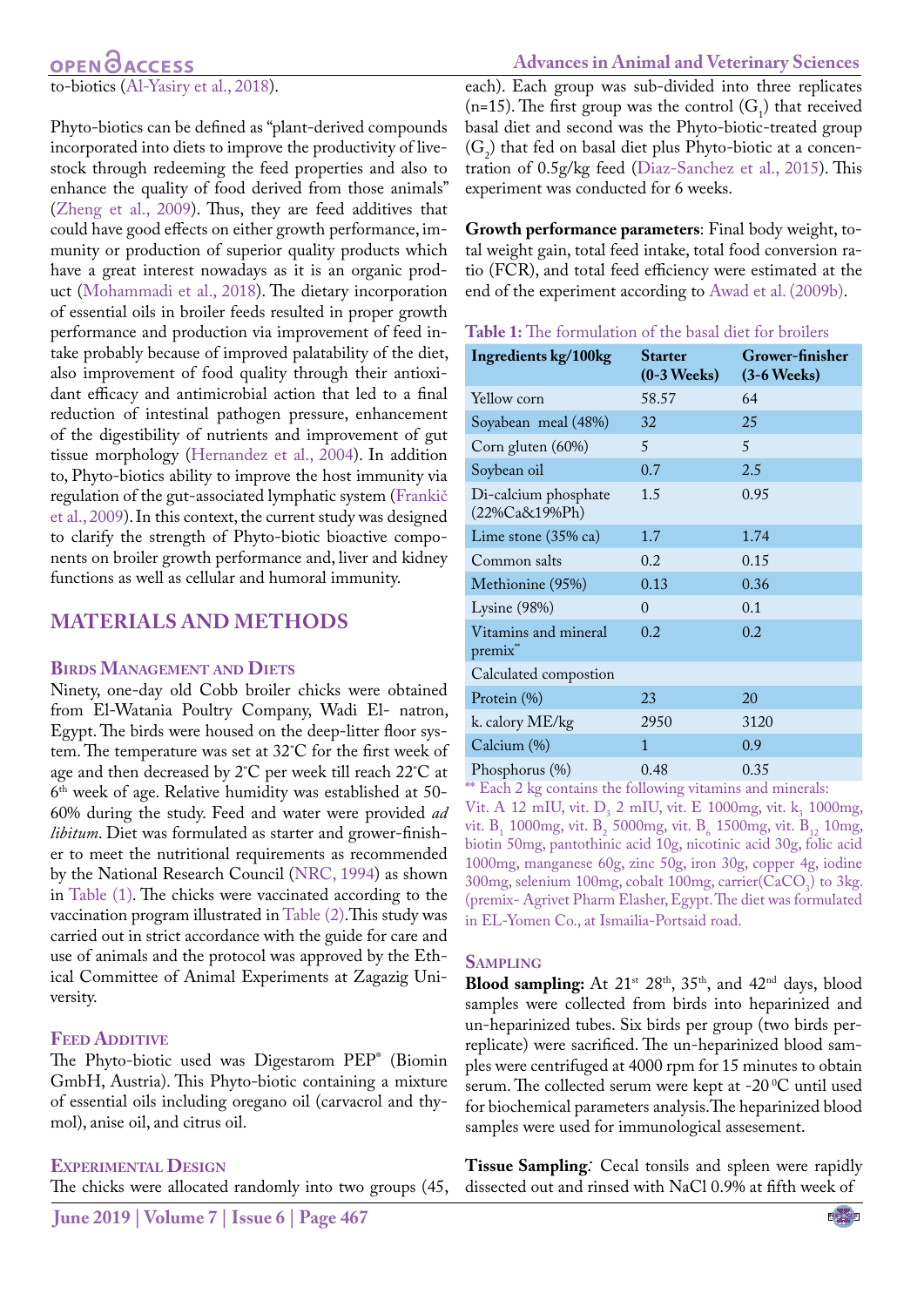to-biotics (Al-Yasiry et al., 2018).

Phyto-biotics can be defined as "plant-derived compounds incorporated into diets to improve the productivity of livestock through redeeming the feed properties and also to enhance the quality of food derived from those animals" (Zheng et al., 2009). Thus, they are feed additives that could have good effects on either growth performance, immunity or production of superior quality products which have a great interest nowadays as it is an organic product (Mohammadi et al., 2018). The dietary incorporation of essential oils in broiler feeds resulted in proper growth performance and production via improvement of feed intake probably because of improved palatability of the diet, also improvement of food quality through their antioxidant efficacy and antimicrobial action that led to a final reduction of intestinal pathogen pressure, enhancement of the digestibility of nutrients and improvement of gut tissue morphology (Hernandez et al., 2004). In addition to, Phyto-biotics ability to improve the host immunity via regulation of the gut-associated lymphatic system (Frankič et al., 2009). In this context, the current study was designed to clarify the strength of Phyto-biotic bioactive components on broiler growth performance and, liver and kidney functions as well as cellular and humoral immunity.

## MATERIALS AND METHODS

### Birds Management and Diets

Ninety, one-day old Cobb broiler chicks were obtained from El-Watania Poultry Company, Wadi El- natron, Egypt. The birds were housed on the deep-litter floor system. The temperature was set at 32°C for the first week of age and then decreased by 2°C per week till reach 22°C at 6th week of age. Relative humidity was established at 50-60% during the study. Feed and water were provided *ad libitum*. Diet was formulated as starter and grower-finisher to meet the nutritional requirements as recommended by the National Research Council (NRC, 1994) as shown in Table (1). The chicks were vaccinated according to the vaccination program illustrated in Table (2).This study was carried out in strict accordance with the guide for care and use of animals and the protocol was approved by the Ethical Committee of Animal Experiments at Zagazig University.

### Feed Additive

The Phyto-biotic used was Digestarom PEP® (Biomin GmbH, Austria). This Phyto-biotic containing a mixture of essential oils including oregano oil (carvacrol and thymol), anise oil, and citrus oil.

### Experimental Design

The chicks were allocated randomly into two groups (45, each). Each group was sub-divided into three replicates (n=15). The first group was the control ($G_1$) that received basal diet and second was the Phyto-biotic-treated group ($G_2$) that fed on basal diet plus Phyto-biotic at a concentration of 0.5g/kg feed (Diaz-Sanchez et al., 2015). This experiment was conducted for 6 weeks.

**Growth performance parameters**: Final body weight, total weight gain, total feed intake, total feed conversion ratio (FCR), and total feed efficiency were estimated at the end of the experiment according to Awad et al. (2009b).

**Table 1:** The formulation of the basal diet for broilers

| Ingredients kg/100kg | Starter (0-3 Weeks) | Grower-finisher (3-6 Weeks) |
|---|---|---|
| Yellow corn | 58.57 | 64 |
| Soyabean meal (48%) | 32 | 25 |
| Corn gluten (60%) | 5 | 5 |
| Soybean oil | 0.7 | 2.5 |
| Di-calcium phosphate (22%Ca&19%Ph) | 1.5 | 0.95 |
| Lime stone (35% ca) | 1.7 | 1.74 |
| Common salts | 0.2 | 0.15 |
| Methionine (95%) | 0.13 | 0.36 |
| Lysine (98%) | 0 | 0.1 |
| Vitamins and mineral premix** | 0.2 | 0.2 |
| Calculated compostion | | |
| Protein (%) | 23 | 20 |
| k. calory ME/kg | 2950 | 3120 |
| Calcium (%) | 1 | 0.9 |
| Phosphorus (%) | 0.48 | 0.35 |

** Each 2 kg contains the following vitamins and minerals: Vit. A 12 mIU, vit. $D_3$ 2 mIU, vit. E 1000mg, vit. $k_3$ 1000mg, vit. $B_1$ 1000mg, vit. $B_2$ 5000mg, vit. $B_6$ 1500mg, vit. $B_{12}$ 10mg, biotin 50mg, pantothinic acid 10g, nicotinic acid 30g, folic acid 1000mg, manganese 60g, zinc 50g, iron 30g, copper 4g, iodine 300mg, selenium 100mg, cobalt 100mg, carrier($CaCO_3$) to 3kg. (premix- Agrivet Pharm Elasher, Egypt. The diet was formulated in EL-Yomen Co., at Ismailia-Portsaid road.

### Sampling

**Blood sampling:** At 21st 28th, 35th, and 42nd days, blood samples were collected from birds into heparinized and un-heparinized tubes. Six birds per group (two birds per-replicate) were sacrificed. The un-heparinized blood samples were centrifuged at 4000 rpm for 15 minutes to obtain serum. The collected serum were kept at -20°C until used for biochemical parameters analysis. The heparinized blood samples were used for immunological assesement.

**Tissue Sampling**: Cecal tonsils and spleen were rapidly dissected out and rinsed with NaCl 0.9% at fifth week of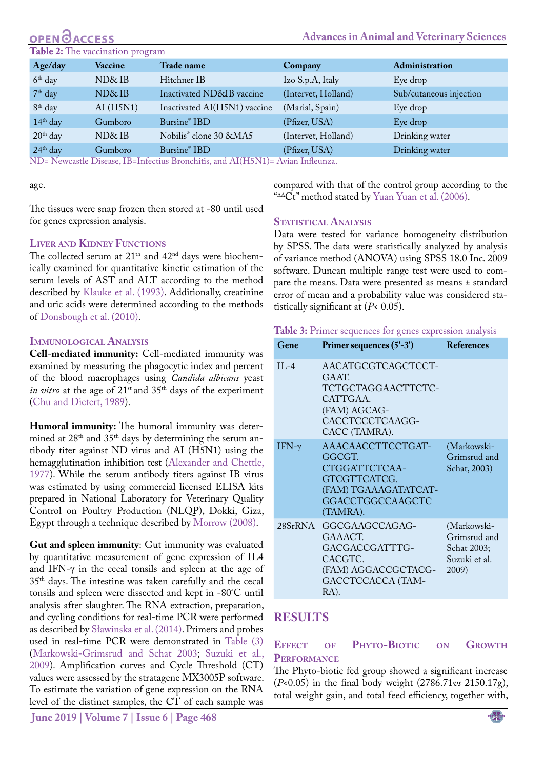**Table 2:** The vaccination program

| Age/day | Vaccine | Trade name | Company | Administration |
|---|---|---|---|---|
| 6th day | ND& IB | Hitchner IB | Izo S.p.A, Italy | Eye drop |
| 7th day | ND& IB | Inactivated ND&IB vaccine | (Intervet, Holland) | Sub/cutaneous injection |
| 8th day | AI (H5N1) | Inactivated AI(H5N1) vaccine | (Marial, Spain) | Eye drop |
| 14th day | Gumboro | Bursine® IBD | (Pfizer, USA) | Eye drop |
| 20th day | ND& IB | Nobilis® clone 30 &MA5 | (Intervet, Holland) | Drinking water |
| 24th day | Gumboro | Bursine® IBD | (Pfizer, USA) | Drinking water |

ND= Newcastle Disease, IB=Infectius Bronchitis, and AI(H5N1)= Avian Infleunza.

age.

The tissues were snap frozen then stored at -80 until used for genes expression analysis.

### Liver and Kidney Functions

The collected serum at 21st and 42nd days were biochemically examined for quantitative kinetic estimation of the serum levels of AST and ALT according to the method described by Klauke et al. (1993). Additionally, creatinine and uric acids were determined according to the methods of Donsbough et al. (2010).

### Immunological Analysis

**Cell-mediated immunity:** Cell-mediated immunity was examined by measuring the phagocytic index and percent of the blood macrophages using *Candida albicans* yeast *in vitro* at the age of 21st and 35th days of the experiment (Chu and Dietert, 1989).

**Humoral immunity:** The humoral immunity was determined at 28th and 35th days by determining the serum antibody titer against ND virus and AI (H5N1) using the hemagglutination inhibition test (Alexander and Chettle, 1977). While the serum antibody titers against IB virus was estimated by using commercial licensed ELISA kits prepared in National Laboratory for Veterinary Quality Control on Poultry Production (NLQP), Dokki, Giza, Egypt through a technique described by Morrow (2008).

**Gut and spleen immunity**: Gut immunity was evaluated by quantitative measurement of gene expression of IL4 and IFN-γ in the cecal tonsils and spleen at the age of 35th days. The intestine was taken carefully and the cecal tonsils and spleen were dissected and kept in -80°C until analysis after slaughter. The RNA extraction, preparation, and cycling conditions for real-time PCR were performed as described by Sławinska et al. (2014). Primers and probes used in real-time PCR were demonstrated in Table (3) (Markowski-Grimsrud and Schat 2003; Suzuki et al., 2009). Amplification curves and Cycle Threshold (CT) values were assessed by the stratagene MX3005P software. To estimate the variation of gene expression on the RNA level of the distinct samples, the CT of each sample was compared with that of the control group according to the "$^{\Delta\Delta}$Ct" method stated by Yuan Yuan et al. (2006).

### Statistical Analysis

Data were tested for variance homogeneity distribution by SPSS. The data were statistically analyzed by analysis of variance method (ANOVA) using SPSS 18.0 Inc. 2009 software. Duncan multiple range test were used to compare the means. Data were presented as means ± standard error of mean and a probability value was considered statistically significant at ($P$< 0.05).

**Table 3:** Primer sequences for genes expression analysis

| Gene | Primer sequences (5'-3') | References |
|---|---|---|
| IL-4 | AACATGCGTCAGCTCCTGAAT. TCTGCTAGGAACTTCTCCATTGAA. (FAM) AGCAGCACCTCCCTCAAGGCACC (TAMRA). | |
| IFN-γ | AAACAACCTTCCTGATGGCGT. CTGGATTCTCAAGTCGTTCATCG. (FAM) TGAAAGATATCATGGACCTGGCCAAGCTC (TAMRA). | (Markowski-Grimsrud and Schat, 2003) |
| 28SrRNA | GGCGAAGCCAGAGGAAACT. GACGACCGATTTGCACGTC. (FAM) AGGACCGCTACGGACCTCCACCA (TAMRA). | (Markowski-Grimsrud and Schat 2003; Suzuki et al. 2009) |

## RESULTS

### Effect of Phyto-Biotic on Growth Performance

The Phyto-biotic fed group showed a significant increase ($P$<0.05) in the final body weight (2786.71*vs* 2150.17g), total weight gain, and total feed efficiency, together with,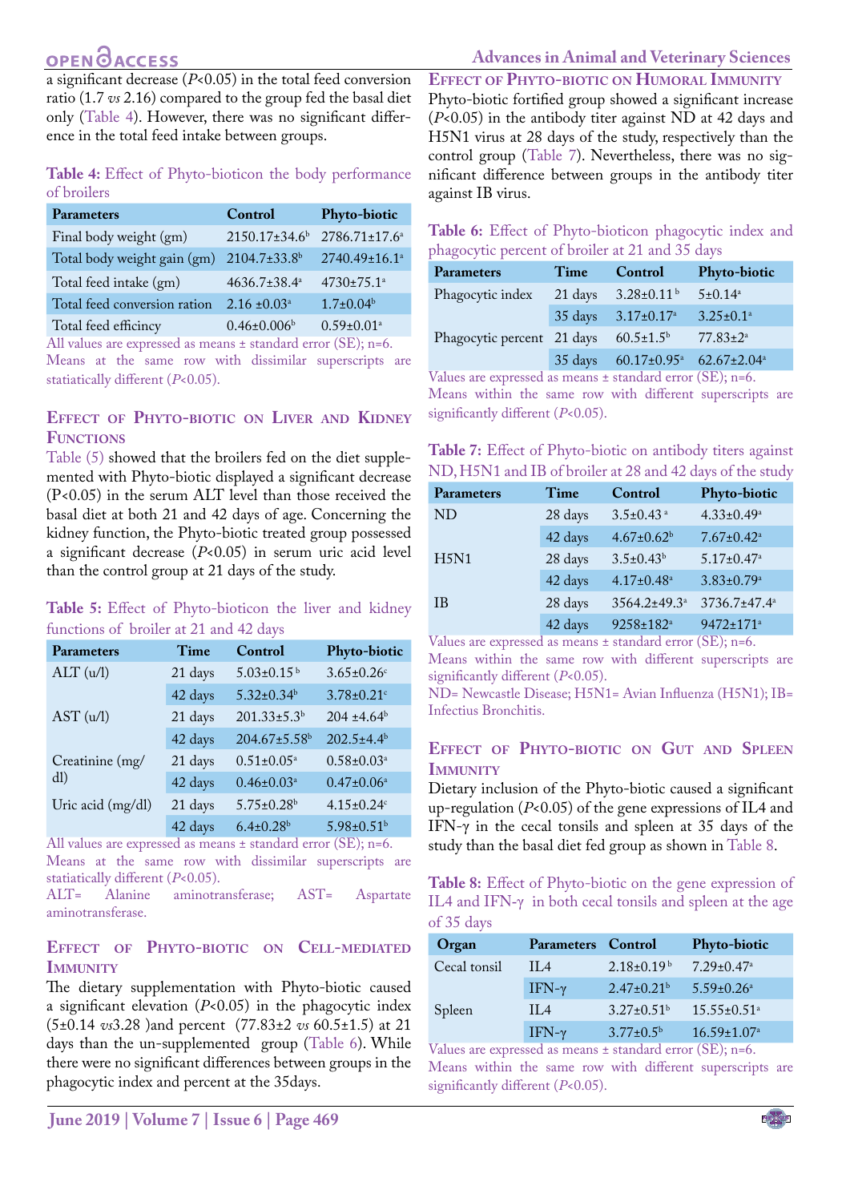a significant decrease ($P$<0.05) in the total feed conversion ratio (1.7 *vs* 2.16) compared to the group fed the basal diet only (Table 4). However, there was no significant difference in the total feed intake between groups.

**Table 4:** Effect of Phyto-bioticon the body performance of broilers

| Parameters | Control | Phyto-biotic |
|---|---|---|
| Final body weight (gm) | 2150.17±34.6$^{b}$ | 2786.71±17.6$^{a}$ |
| Total body weight gain (gm) | 2104.7±33.8$^{b}$ | 2740.49±16.1$^{a}$ |
| Total feed intake (gm) | 4636.7±38.4$^{a}$ | 4730±75.1$^{a}$ |
| Total feed conversion ration | 2.16 ±0.03$^{a}$ | 1.7±0.04$^{b}$ |
| Total feed efficincy | 0.46±0.006$^{b}$ | 0.59±0.01$^{a}$ |

All values are expressed as means ± standard error (SE); n=6.
Means at the same row with dissimilar superscripts are statiatically different ($P$<0.05).

## Effect of Phyto-biotic on Liver and Kidney Functions

Table (5) showed that the broilers fed on the diet supplemented with Phyto-biotic displayed a significant decrease (P<0.05) in the serum ALT level than those received the basal diet at both 21 and 42 days of age. Concerning the kidney function, the Phyto-biotic treated group possessed a significant decrease ($P$<0.05) in serum uric acid level than the control group at 21 days of the study.

**Table 5:** Effect of Phyto-bioticon the liver and kidney functions of broiler at 21 and 42 days

| Parameters | Time | Control | Phyto-biotic |
|---|---|---|---|
| ALT (u/l) | 21 days | 5.03±0.15$^{b}$ | 3.65±0.26$^{c}$ |
| | 42 days | 5.32±0.34$^{b}$ | 3.78±0.21$^{c}$ |
| AST (u/l) | 21 days | 201.33±5.3$^{b}$ | 204 ±4.64$^{b}$ |
| | 42 days | 204.67±5.58$^{b}$ | 202.5±4.4$^{b}$ |
| Creatinine (mg/dl) | 21 days | 0.51±0.05$^{a}$ | 0.58±0.03$^{a}$ |
| | 42 days | 0.46±0.03$^{a}$ | 0.47±0.06$^{a}$ |
| Uric acid (mg/dl) | 21 days | 5.75±0.28$^{b}$ | 4.15±0.24$^{c}$ |
| | 42 days | 6.4±0.28$^{b}$ | 5.98±0.51$^{b}$ |

All values are expressed as means ± standard error (SE); n=6.
Means at the same row with dissimilar superscripts are statiatically different ($P$<0.05).
ALT= Alanine aminotransferase; AST= Aspartate aminotransferase.

## Effect of Phyto-biotic on Cell-mediated Immunity

The dietary supplementation with Phyto-biotic caused a significant elevation ($P$<0.05) in the phagocytic index (5±0.14 *vs*3.28 )and percent (77.83±2 *vs* 60.5±1.5) at 21 days than the un-supplemented group (Table 6). While there were no significant differences between groups in the phagocytic index and percent at the 35days.

## Effect of Phyto-biotic on Humoral Immunity

Phyto-biotic fortified group showed a significant increase ($P$<0.05) in the antibody titer against ND at 42 days and H5N1 virus at 28 days of the study, respectively than the control group (Table 7). Nevertheless, there was no significant difference between groups in the antibody titer against IB virus.

**Table 6:** Effect of Phyto-bioticon phagocytic index and phagocytic percent of broiler at 21 and 35 days

| Parameters | Time | Control | Phyto-biotic |
|---|---|---|---|
| Phagocytic index | 21 days | 3.28±0.11$^{b}$ | 5±0.14$^{a}$ |
| | 35 days | 3.17±0.17$^{a}$ | 3.25±0.1$^{a}$ |
| Phagocytic percent | 21 days | 60.5±1.5$^{b}$ | 77.83±2$^{a}$ |
| | 35 days | 60.17±0.95$^{a}$ | 62.67±2.04$^{a}$ |

Values are expressed as means ± standard error (SE); n=6.
Means within the same row with different superscripts are significantly different ($P$<0.05).

**Table 7:** Effect of Phyto-biotic on antibody titers against ND, H5N1 and IB of broiler at 28 and 42 days of the study

| Parameters | Time | Control | Phyto-biotic |
|---|---|---|---|
| ND | 28 days | 3.5±0.43$^{a}$ | 4.33±0.49$^{a}$ |
| | 42 days | 4.67±0.62$^{b}$ | 7.67±0.42$^{a}$ |
| H5N1 | 28 days | 3.5±0.43$^{b}$ | 5.17±0.47$^{a}$ |
| | 42 days | 4.17±0.48$^{a}$ | 3.83±0.79$^{a}$ |
| IB | 28 days | 3564.2±49.3$^{a}$ | 3736.7±47.4$^{a}$ |
| | 42 days | 9258±182$^{a}$ | 9472±171$^{a}$ |

Values are expressed as means ± standard error (SE); n=6.
Means within the same row with different superscripts are significantly different ($P$<0.05).
ND= Newcastle Disease; H5N1= Avian Influenza (H5N1); IB= Infectius Bronchitis.

## Effect of Phyto-biotic on Gut and Spleen Immunity

Dietary inclusion of the Phyto-biotic caused a significant up-regulation ($P$<0.05) of the gene expressions of IL4 and IFN-γ in the cecal tonsils and spleen at 35 days of the study than the basal diet fed group as shown in Table 8.

**Table 8:** Effect of Phyto-biotic on the gene expression of IL4 and IFN-γ in both cecal tonsils and spleen at the age of 35 days

| Organ | Parameters | Control | Phyto-biotic |
|---|---|---|---|
| Cecal tonsil | IL4 | 2.18±0.19$^{b}$ | 7.29±0.47$^{a}$ |
| | IFN-γ | 2.47±0.21$^{b}$ | 5.59±0.26$^{a}$ |
| Spleen | IL4 | 3.27±0.51$^{b}$ | 15.55±0.51$^{a}$ |
| | IFN-γ | 3.77±0.5$^{b}$ | 16.59±1.07$^{a}$ |

Values are expressed as means ± standard error (SE); n=6.
Means within the same row with different superscripts are significantly different ($P$<0.05).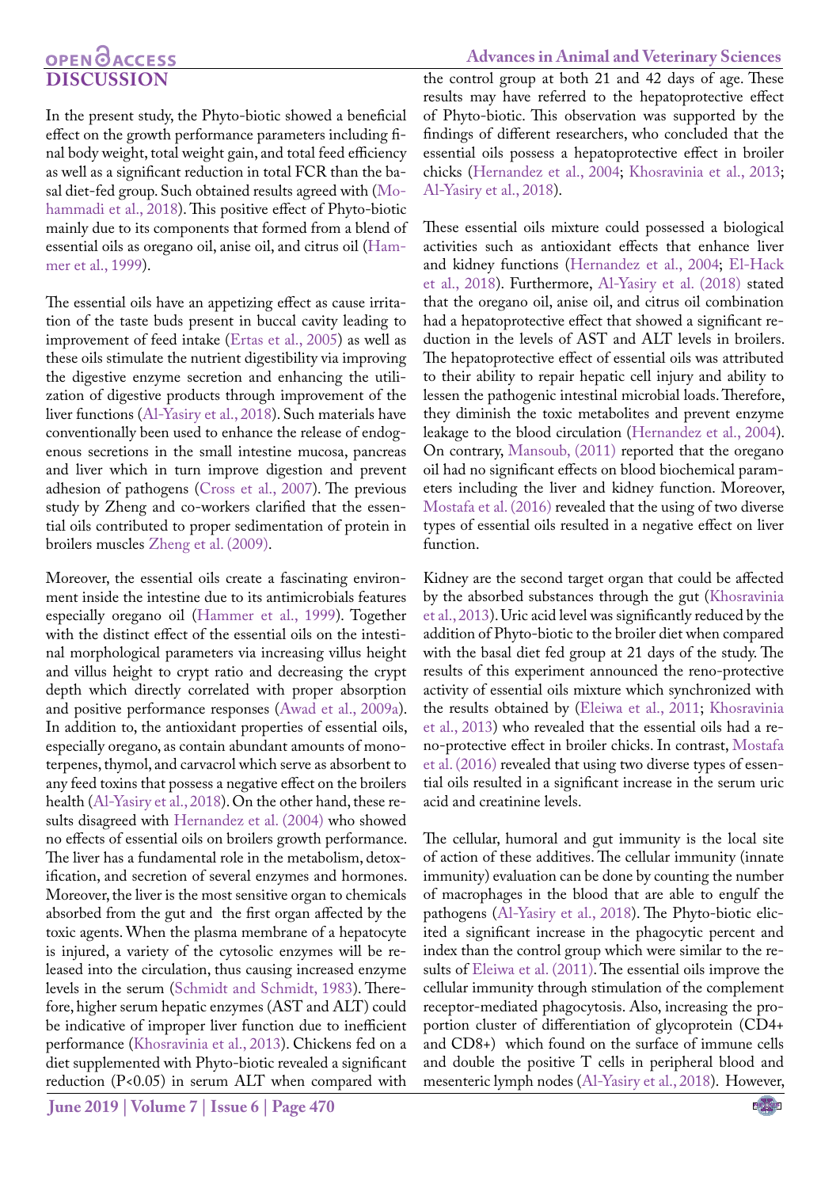## DISCUSSION

In the present study, the Phyto-biotic showed a beneficial effect on the growth performance parameters including final body weight, total weight gain, and total feed efficiency as well as a significant reduction in total FCR than the basal diet-fed group. Such obtained results agreed with (Mohammadi et al., 2018). This positive effect of Phyto-biotic mainly due to its components that formed from a blend of essential oils as oregano oil, anise oil, and citrus oil (Hammer et al., 1999).

The essential oils have an appetizing effect as cause irritation of the taste buds present in buccal cavity leading to improvement of feed intake (Ertas et al., 2005) as well as these oils stimulate the nutrient digestibility via improving the digestive enzyme secretion and enhancing the utilization of digestive products through improvement of the liver functions (Al-Yasiry et al., 2018). Such materials have conventionally been used to enhance the release of endogenous secretions in the small intestine mucosa, pancreas and liver which in turn improve digestion and prevent adhesion of pathogens (Cross et al., 2007). The previous study by Zheng and co-workers clarified that the essential oils contributed to proper sedimentation of protein in broilers muscles Zheng et al. (2009).

Moreover, the essential oils create a fascinating environment inside the intestine due to its antimicrobials features especially oregano oil (Hammer et al., 1999). Together with the distinct effect of the essential oils on the intestinal morphological parameters via increasing villus height and villus height to crypt ratio and decreasing the crypt depth which directly correlated with proper absorption and positive performance responses (Awad et al., 2009a). In addition to, the antioxidant properties of essential oils, especially oregano, as contain abundant amounts of monoterpenes, thymol, and carvacrol which serve as absorbent to any feed toxins that possess a negative effect on the broilers health (Al-Yasiry et al., 2018). On the other hand, these results disagreed with Hernandez et al. (2004) who showed no effects of essential oils on broilers growth performance. The liver has a fundamental role in the metabolism, detoxification, and secretion of several enzymes and hormones. Moreover, the liver is the most sensitive organ to chemicals absorbed from the gut and the first organ affected by the toxic agents. When the plasma membrane of a hepatocyte is injured, a variety of the cytosolic enzymes will be released into the circulation, thus causing increased enzyme levels in the serum (Schmidt and Schmidt, 1983). Therefore, higher serum hepatic enzymes (AST and ALT) could be indicative of improper liver function due to inefficient performance (Khosravinia et al., 2013). Chickens fed on a diet supplemented with Phyto-biotic revealed a significant reduction ($P<0.05$) in serum ALT when compared with the control group at both 21 and 42 days of age. These results may have referred to the hepatoprotective effect of Phyto-biotic. This observation was supported by the findings of different researchers, who concluded that the essential oils possess a hepatoprotective effect in broiler chicks (Hernandez et al., 2004; Khosravinia et al., 2013; Al-Yasiry et al., 2018).

These essential oils mixture could possessed a biological activities such as antioxidant effects that enhance liver and kidney functions (Hernandez et al., 2004; El-Hack et al., 2018). Furthermore, Al-Yasiry et al. (2018) stated that the oregano oil, anise oil, and citrus oil combination had a hepatoprotective effect that showed a significant reduction in the levels of AST and ALT levels in broilers. The hepatoprotective effect of essential oils was attributed to their ability to repair hepatic cell injury and ability to lessen the pathogenic intestinal microbial loads. Therefore, they diminish the toxic metabolites and prevent enzyme leakage to the blood circulation (Hernandez et al., 2004). On contrary, Mansoub, (2011) reported that the oregano oil had no significant effects on blood biochemical parameters including the liver and kidney function. Moreover, Mostafa et al. (2016) revealed that the using of two diverse types of essential oils resulted in a negative effect on liver function.

Kidney are the second target organ that could be affected by the absorbed substances through the gut (Khosravinia et al., 2013). Uric acid level was significantly reduced by the addition of Phyto-biotic to the broiler diet when compared with the basal diet fed group at 21 days of the study. The results of this experiment announced the reno-protective activity of essential oils mixture which synchronized with the results obtained by (Eleiwa et al., 2011; Khosravinia et al., 2013) who revealed that the essential oils had a reno-protective effect in broiler chicks. In contrast, Mostafa et al. (2016) revealed that using two diverse types of essential oils resulted in a significant increase in the serum uric acid and creatinine levels.

The cellular, humoral and gut immunity is the local site of action of these additives. The cellular immunity (innate immunity) evaluation can be done by counting the number of macrophages in the blood that are able to engulf the pathogens (Al-Yasiry et al., 2018). The Phyto-biotic elicited a significant increase in the phagocytic percent and index than the control group which were similar to the results of Eleiwa et al. (2011). The essential oils improve the cellular immunity through stimulation of the complement receptor-mediated phagocytosis. Also, increasing the proportion cluster of differentiation of glycoprotein (CD4+ and CD8+) which found on the surface of immune cells and double the positive T cells in peripheral blood and mesenteric lymph nodes (Al-Yasiry et al., 2018). However,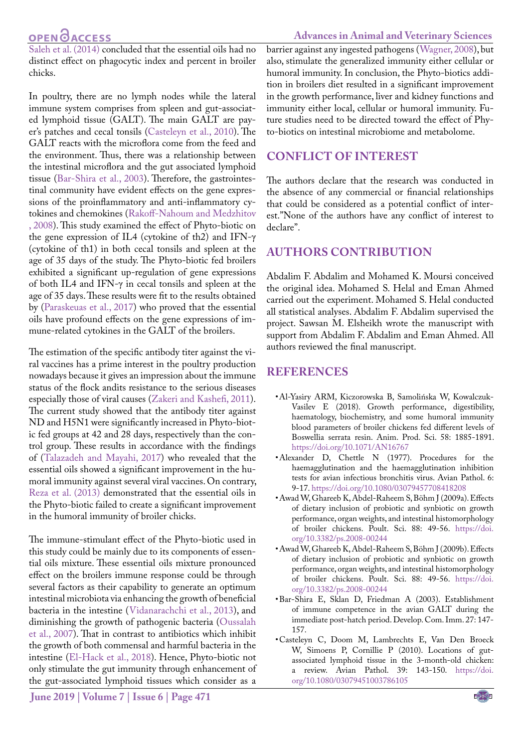Saleh et al. (2014) concluded that the essential oils had no distinct effect on phagocytic index and percent in broiler chicks.

In poultry, there are no lymph nodes while the lateral immune system comprises from spleen and gut-associated lymphoid tissue (GALT). The main GALT are payer's patches and cecal tonsils (Casteleyn et al., 2010). The GALT reacts with the microflora come from the feed and the environment. Thus, there was a relationship between the intestinal microflora and the gut associated lymphoid tissue (Bar-Shira et al., 2003). Therefore, the gastrointestinal community have evident effects on the gene expressions of the proinflammatory and anti-inflammatory cytokines and chemokines (Rakoff-Nahoum and Medzhitov , 2008). This study examined the effect of Phyto-biotic on the gene expression of IL4 (cytokine of th2) and IFN-γ (cytokine of th1) in both cecal tonsils and spleen at the age of 35 days of the study. The Phyto-biotic fed broilers exhibited a significant up-regulation of gene expressions of both IL4 and IFN-γ in cecal tonsils and spleen at the age of 35 days. These results were fit to the results obtained by (Paraskeuas et al., 2017) who proved that the essential oils have profound effects on the gene expressions of immune-related cytokines in the GALT of the broilers.

The estimation of the specific antibody titer against the viral vaccines has a prime interest in the poultry production nowadays because it gives an impression about the immune status of the flock andits resistance to the serious diseases especially those of viral causes (Zakeri and Kashefi, 2011). The current study showed that the antibody titer against ND and H5N1 were significantly increased in Phyto-biotic fed groups at 42 and 28 days, respectively than the control group. These results in accordance with the findings of (Talazadeh and Mayahi, 2017) who revealed that the essential oils showed a significant improvement in the humoral immunity against several viral vaccines. On contrary, Reza et al. (2013) demonstrated that the essential oils in the Phyto-biotic failed to create a significant improvement in the humoral immunity of broiler chicks.

The immune-stimulant effect of the Phyto-biotic used in this study could be mainly due to its components of essential oils mixture. These essential oils mixture pronounced effect on the broilers immune response could be through several factors as their capability to generate an optimum intestinal microbiota via enhancing the growth of beneficial bacteria in the intestine (Vidanarachchi et al., 2013), and diminishing the growth of pathogenic bacteria (Oussalah et al., 2007). That in contrast to antibiotics which inhibit the growth of both commensal and harmful bacteria in the intestine (El-Hack et al., 2018). Hence, Phyto-biotic not only stimulate the gut immunity through enhancement of the gut-associated lymphoid tissues which consider as a barrier against any ingested pathogens (Wagner, 2008), but also, stimulate the generalized immunity either cellular or humoral immunity. In conclusion, the Phyto-biotics addition in broilers diet resulted in a significant improvement in the growth performance, liver and kidney functions and immunity either local, cellular or humoral immunity. Future studies need to be directed toward the effect of Phyto-biotics on intestinal microbiome and metabolome.

## CONFLICT OF INTEREST

The authors declare that the research was conducted in the absence of any commercial or financial relationships that could be considered as a potential conflict of interest."None of the authors have any conflict of interest to declare".

## AUTHORS CONTRIBUTION

Abdalim F. Abdalim and Mohamed K. Moursi conceived the original idea. Mohamed S. Helal and Eman Ahmed carried out the experiment. Mohamed S. Helal conducted all statistical analyses. Abdalim F. Abdalim supervised the project. Sawsan M. Elsheikh wrote the manuscript with support from Abdalim F. Abdalim and Eman Ahmed. All authors reviewed the final manuscript.

## REFERENCES

- Al-Yasiry ARM, Kiczorowska B, Samolińska W, Kowalczuk-Vasilev E (2018). Growth performance, digestibility, haematology, biochemistry, and some humoral immunity blood parameters of broiler chickens fed different levels of Boswellia serrata resin. Anim. Prod. Sci. 58: 1885-1891. https://doi.org/10.1071/AN16767
- Alexander D, Chettle N (1977). Procedures for the haemagglutination and the haemagglutination inhibition tests for avian infectious bronchitis virus. Avian Pathol. 6: 9-17. https://doi.org/10.1080/03079457708418208
- Awad W, Ghareeb K, Abdel-Raheem S, Böhm J (2009a). Effects of dietary inclusion of probiotic and synbiotic on growth performance, organ weights, and intestinal histomorphology of broiler chickens. Poult. Sci. 88: 49-56. https://doi.org/10.3382/ps.2008-00244
- Awad W, Ghareeb K, Abdel-Raheem S, Böhm J (2009b). Effects of dietary inclusion of probiotic and synbiotic on growth performance, organ weights, and intestinal histomorphology of broiler chickens. Poult. Sci. 88: 49-56. https://doi.org/10.3382/ps.2008-00244
- Bar-Shira E, Sklan D, Friedman A (2003). Establishment of immune competence in the avian GALT during the immediate post-hatch period. Develop. Com. Imm. 27: 147-157.
- Casteleyn C, Doom M, Lambrechts E, Van Den Broeck W, Simoens P, Cornillie P (2010). Locations of gut-associated lymphoid tissue in the 3-month-old chicken: a review. Avian Pathol. 39: 143-150. https://doi.org/10.1080/03079451003786105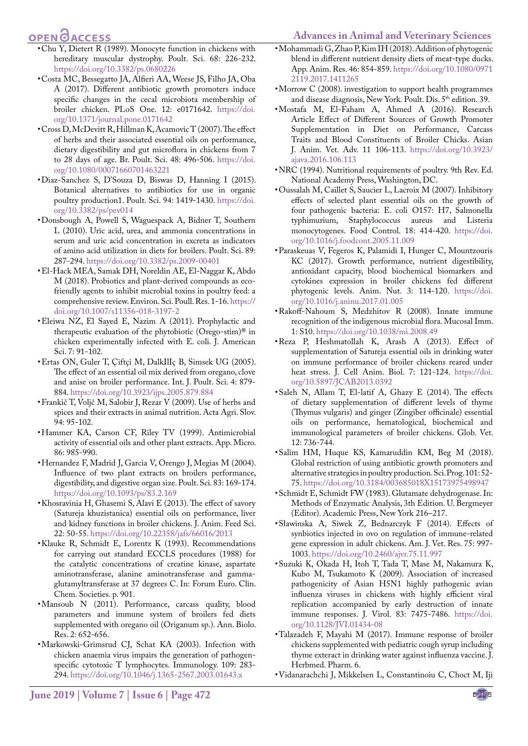- Chu Y, Dietert R (1989). Monocyte function in chickens with hereditary muscular dystrophy. Poult. Sci. 68: 226-232. https://doi.org/10.3382/ps.0680226
- Costa MC, Bessegatto JA, Alfieri AA, Weese JS, Filho JA, Oba A (2017). Different antibiotic growth promoters induce specific changes in the cecal microbiota membership of broiler chicken. PLoS One. 12: e0171642. https://doi.org/10.1371/journal.pone.0171642
- Cross D, McDevitt R, Hillman K, Acamovic T (2007). The effect of herbs and their associated essential oils on performance, dietary digestibility and gut microflora in chickens from 7 to 28 days of age. Br. Poult. Sci. 48: 496-506. https://doi.org/10.1080/00071660701463221
- Diaz-Sanchez S, D'Souza D, Biswas D, Hanning I (2015). Botanical alternatives to antibiotics for use in organic poultry production1. Poult. Sci. 94: 1419-1430. https://doi.org/10.3382/ps/pev014
- Donsbough A, Powell S, Waguespack A, Bidner T, Southern L (2010). Uric acid, urea, and ammonia concentrations in serum and uric acid concentration in excreta as indicators of amino acid utilization in diets for broilers. Poult. Sci. 89: 287-294. https://doi.org/10.3382/ps.2009-00401
- El-Hack MEA, Samak DH, Noreldin AE, El-Naggar K, Abdo M (2018). Probiotics and plant-derived compounds as eco-friendly agents to inhibit microbial toxins in poultry feed: a comprehensive review. Environ. Sci. Poull. Res. 1-16. https://doi.org/10.1007/s11356-018-3197-2
- Eleiwa NZ, El Sayed E, Nazim A (2011). Prophylactic and therapeutic evaluation of the phytobiotic (Orego-stim)® in chicken experimentally infected with E. coli. J. American Sci. 7: 91-102.
- Ertas ON, Guler T, Çiftçi M, DalkIlIç B, Simsek UG (2005). The effect of an essential oil mix derived from oregano, clove and anise on broiler performance. Int. J. Poult. Sci. 4: 879-884. https://doi.org/10.3923/ijps.2005.879.884
- Frankič T, Voljč M, Salobir J, Rezar V (2009). Use of herbs and spices and their extracts in animal nutrition. Acta Agri. Slov. 94: 95-102.
- Hammer KA, Carson CF, Riley TV (1999). Antimicrobial activity of essential oils and other plant extracts. App. Micro. 86: 985-990.
- Hernandez F, Madrid J, Garcia V, Orengo J, Megias M (2004). Influence of two plant extracts on broilers performance, digestibility, and digestive organ size. Poult. Sci. 83: 169-174. https://doi.org/10.1093/ps/83.2.169
- Khosravinia H, Ghasemi S, Alavi E (2013). The effect of savory (Satureja khuzistanica) essential oils on performance, liver and kidney functions in broiler chickens. J. Anim. Feed Sci. 22: 50-55. https://doi.org/10.22358/jafs/66016/2013
- Klauke R, Schmidt E, Lorentz K (1993). Recommendations for carrying out standard ECCLS procedures (1988) for the catalytic concentrations of creatine kinase, aspartate aminotransferase, alanine aminotransferase and gamma-glutamyltransferase at 37 degrees C. In: Forum Euro. Clin. Chem. Societies. p. 901.
- Mansoub N (2011). Performance, carcass quality, blood parameters and immune system of broilers fed diets supplemented with oregano oil (Origanum sp.). Ann. Biolo. Res. 2: 652-656.
- Markowski-Grimsrud CJ, Schat KA (2003). Infection with chicken anaemia virus impairs the generation of pathogen-specific cytotoxic T lymphocytes. Immunology. 109: 283-294. https://doi.org/10.1046/j.1365-2567.2003.01643.x
- Mohammadi G, Zhao P, Kim IH (2018). Addition of phytogenic blend in different nutrient density diets of meat-type ducks. App. Anim. Res. 46: 854-859. https://doi.org/10.1080/09712119.2017.1411265
- Morrow C (2008). investigation to support health programmes and disease diagnosis, New York. Poult. Dis. 5th edition. 39.
- Mostafa M, El-Faham A, Ahmed A (2016). Research Article Effect of Different Sources of Growth Promoter Supplementation in Diet on Performance, Carcass Traits and Blood Constituents of Broiler Chicks. Asian J. Anim. Vet. Adv. 11 106-113. https://doi.org/10.3923/ajava.2016.106.113
- NRC (1994). Nutritional requirements of poultry. 9th Rev. Ed. National Academy Press, Washington, DC.
- Oussalah M, Caillet S, Saucier L, Lacroix M (2007). Inhibitory effects of selected plant essential oils on the growth of four pathogenic bacteria: E. coli O157: H7, Salmonella typhimurium, Staphylococcus aureus and Listeria monocytogenes. Food Control. 18: 414-420. https://doi.org/10.1016/j.foodcont.2005.11.009
- Paraskeuas V, Fegeros K, Palamidi I, Hunger C, Mountzouris KC (2017). Growth performance, nutrient digestibility, antioxidant capacity, blood biochemical biomarkers and cytokines expression in broiler chickens fed different phytogenic levels. Anim. Nut. 3: 114-120. https://doi.org/10.1016/j.aninu.2017.01.005
- Rakoff-Nahoum S, Medzhitov R (2008). Innate immune recognition of the indigenous microbial flora. Mucosal Imm. 1: S10. https://doi.org/10.1038/mi.2008.49
- Reza P, Heshmatollah K, Arash A (2013). Effect of supplementation of Satureja essential oils in drinking water on immune performance of broiler chickens reared under heat stress. J. Cell Anim. Biol. 7: 121-124. https://doi.org/10.5897/JCAB2013.0392
- Saleh N, Allam T, El-latif A, Ghazy E (2014). The effects of dietary supplementation of different levels of thyme (Thymus vulgaris) and ginger (Zingiber officinale) essential oils on performance, hematological, biochemical and immunological parameters of broiler chickens. Glob. Vet. 12: 736-744.
- Salim HM, Huque KS, Kamaruddin KM, Beg M (2018). Global restriction of using antibiotic growth promoters and alternative strategies in poultry production. Sci. Prog. 101: 52-75. https://doi.org/10.3184/003685018X15173975498947
- Schmidt E, Schmidt FW (1983). Glutamate dehydrogenase. In: Methods of Enzymatic Analysis, 3th Edition. U. Bergmeyer (Editor). Academic Press, New York 216–217.
- Sławinska A, Siwek Z, Bednarczyk F (2014). Effects of synbiotics injected in ovo on regulation of immune-related gene expression in adult chickens. Am. J. Vet. Res. 75: 997-1003. https://doi.org/10.2460/ajvr.75.11.997
- Suzuki K, Okada H, Itoh T, Tada T, Mase M, Nakamura K, Kubo M, Tsukamoto K (2009). Association of increased pathogenicity of Asian H5N1 highly pathogenic avian influenza viruses in chickens with highly efficient viral replication accompanied by early destruction of innate immune responses. J. Virol. 83: 7475-7486. https://doi.org/10.1128/JVI.01434-08
- Talazadeh F, Mayahi M (2017). Immune response of broiler chickens supplemented with pediatric cough syrup including thyme exteract in drinking water against influenza vaccine. J. Herbmed. Pharm. 6.
- Vidanarachchi J, Mikkelsen L, Constantinoiu C, Choct M, Iji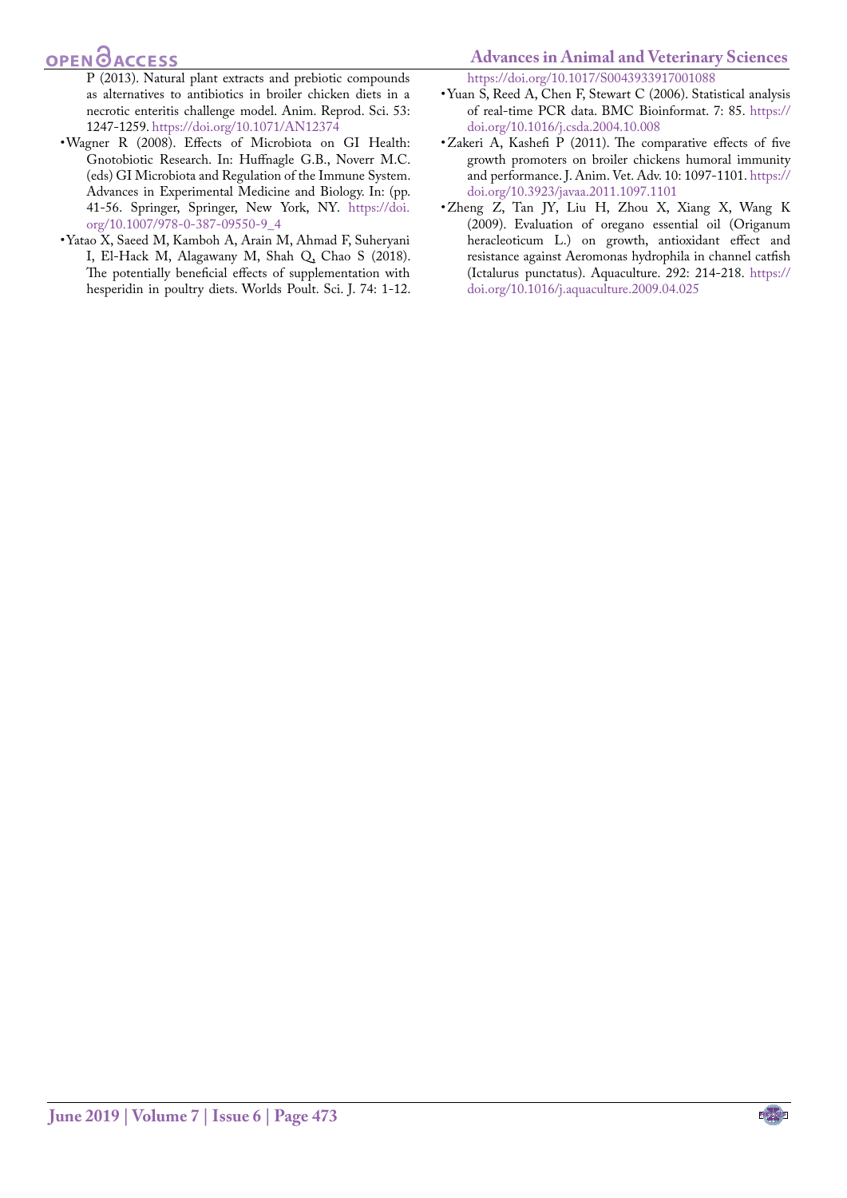P (2013). Natural plant extracts and prebiotic compounds as alternatives to antibiotics in broiler chicken diets in a necrotic enteritis challenge model. Anim. Reprod. Sci. 53: 1247-1259. https://doi.org/10.1071/AN12374

- Wagner R (2008). Effects of Microbiota on GI Health: Gnotobiotic Research. In: Huffnagle G.B., Noverr M.C. (eds) GI Microbiota and Regulation of the Immune System. Advances in Experimental Medicine and Biology. In: (pp. 41-56. Springer, Springer, New York, NY. https://doi.org/10.1007/978-0-387-09550-9_4
- Yatao X, Saeed M, Kamboh A, Arain M, Ahmad F, Suheryani I, El-Hack M, Alagawany M, Shah Q, Chao S (2018). The potentially beneficial effects of supplementation with hesperidin in poultry diets. Worlds Poult. Sci. J. 74: 1-12. https://doi.org/10.1017/S0043933917001088
- Yuan S, Reed A, Chen F, Stewart C (2006). Statistical analysis of real-time PCR data. BMC Bioinformat. 7: 85. https://doi.org/10.1016/j.csda.2004.10.008
- Zakeri A, Kashefi P (2011). The comparative effects of five growth promoters on broiler chickens humoral immunity and performance. J. Anim. Vet. Adv. 10: 1097-1101. https://doi.org/10.3923/javaa.2011.1097.1101
- Zheng Z, Tan JY, Liu H, Zhou X, Xiang X, Wang K (2009). Evaluation of oregano essential oil (Origanum heracleoticum L.) on growth, antioxidant effect and resistance against Aeromonas hydrophila in channel catfish (Ictalurus punctatus). Aquaculture. 292: 214-218. https://doi.org/10.1016/j.aquaculture.2009.04.025